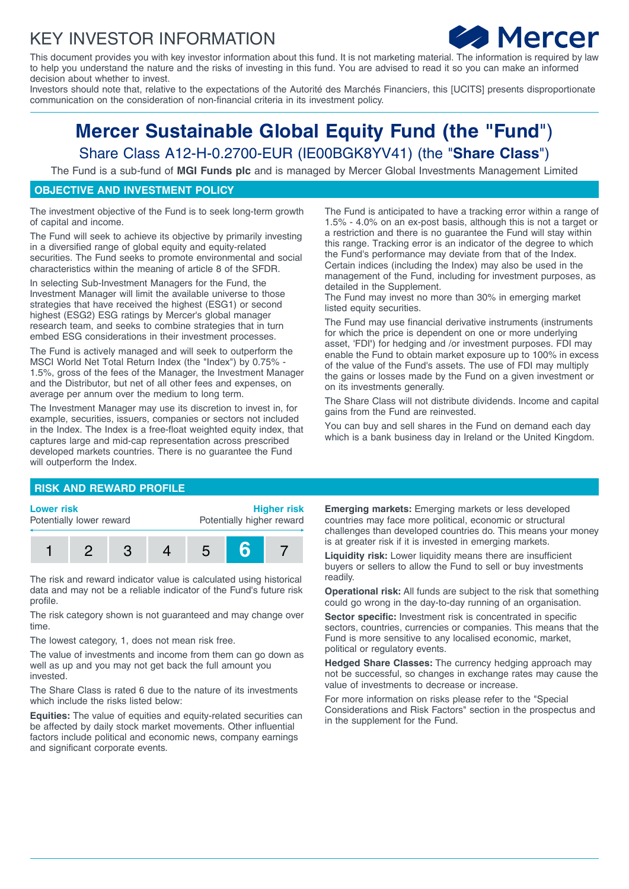# KEY INVESTOR INFORMATION

This document provides you with key investor information about this fund. It is not marketing material. The information is required by law to help you understand the nature and the risks of investing in this fund. You are advised to read it so you can make an informed decision about whether to invest.

Investors should note that, relative to the expectations of the Autorité des Marchés Financiers, this [UCITS] presents disproportionate communication on the consideration of non-financial criteria in its investment policy.

# Mercer Sustainable Global Equity Fund (the "Fund")

## Share Class A12-H-0.2700-EUR (IE00BGK8YV41) (the "**Share Class**")

The Fund is a sub-fund of **MGI Funds plc** and is managed by Mercer Global Investments Management Limited

## OBJECTIVE AND INVESTMENT POLICY

The investment objective of the Fund is to seek long-term growth of capital and income.

The Fund will seek to achieve its objective by primarily investing in a diversified range of global equity and equity-related securities. The Fund seeks to promote environmental and social characteristics within the meaning of article 8 of the SFDR.

In selecting Sub-Investment Managers for the Fund, the Investment Manager will limit the available universe to those strategies that have received the highest (ESG1) or second highest (ESG2) ESG ratings by Mercer's global manager research team, and seeks to combine strategies that in turn embed ESG considerations in their investment processes.

The Fund is actively managed and will seek to outperform the MSCI World Net Total Return Index (the "Index") by 0.75% - 1.5%, gross of the fees of the Manager, the Investment Manager and the Distributor, but net of all other fees and expenses, on average per annum over the medium to long term.

The Investment Manager may use its discretion to invest in, for example, securities, issuers, companies or sectors not included in the Index. The Index is a free-float weighted equity index, that captures large and mid-cap representation across prescribed developed markets countries. There is no guarantee the Fund will outperform the Index.

The Fund is anticipated to have a tracking error within a range of 1.5% - 4.0% on an ex-post basis, although this is not a target or a restriction and there is no guarantee the Fund will stay within this range. Tracking error is an indicator of the degree to which the Fund's performance may deviate from that of the Index. Certain indices (including the Index) may also be used in the management of the Fund, including for investment purposes, as detailed in the Supplement.

The Fund may invest no more than 30% in emerging market listed equity securities.

The Fund may use financial derivative instruments (instruments for which the price is dependent on one or more underlying asset, 'FDI') for hedging and /or investment purposes. FDI may enable the Fund to obtain market exposure up to 100% in excess of the value of the Fund's assets. The use of FDI may multiply the gains or losses made by the Fund on a given investment or on its investments generally.

The Share Class will not distribute dividends. Income and capital gains from the Fund are reinvested.

You can buy and sell shares in the Fund on demand each day which is a bank business day in Ireland or the United Kingdom.

## RISK AND REWARD PROFILE

| **Lower risk** Potentially lower reward | | | | | | **Higher risk** Potentially higher reward |
|---|---|---|---|---|---|---|
| 1 | 2 | 3 | 4 | 5 | **6** | 7 |

The risk and reward indicator value is calculated using historical data and may not be a reliable indicator of the Fund's future risk profile.

The risk category shown is not guaranteed and may change over time.

The lowest category, 1, does not mean risk free.

The value of investments and income from them can go down as well as up and you may not get back the full amount you invested.

The Share Class is rated 6 due to the nature of its investments which include the risks listed below:

**Equities:** The value of equities and equity-related securities can be affected by daily stock market movements. Other influential factors include political and economic news, company earnings and significant corporate events.

**Emerging markets:** Emerging markets or less developed countries may face more political, economic or structural challenges than developed countries do. This means your money is at greater risk if it is invested in emerging markets.

**Liquidity risk:** Lower liquidity means there are insufficient buyers or sellers to allow the Fund to sell or buy investments readily.

**Operational risk:** All funds are subject to the risk that something could go wrong in the day-to-day running of an organisation.

**Sector specific:** Investment risk is concentrated in specific sectors, countries, currencies or companies. This means that the Fund is more sensitive to any localised economic, market, political or regulatory events.

**Hedged Share Classes:** The currency hedging approach may not be successful, so changes in exchange rates may cause the value of investments to decrease or increase.

For more information on risks please refer to the "Special Considerations and Risk Factors" section in the prospectus and in the supplement for the Fund.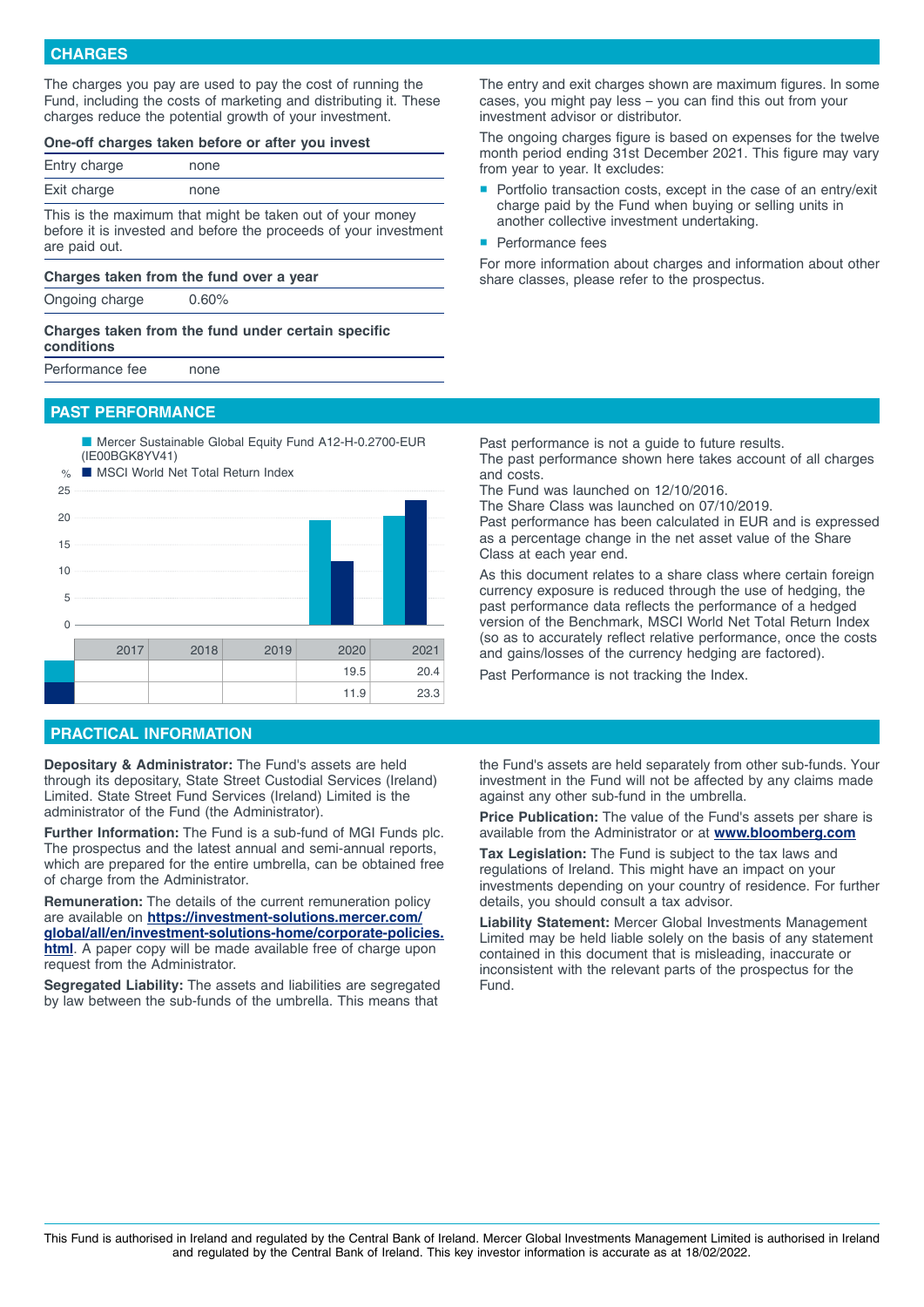## CHARGES

The charges you pay are used to pay the cost of running the Fund, including the costs of marketing and distributing it. These charges reduce the potential growth of your investment.

| One-off charges taken before or after you invest | |
|---|---|
| Entry charge | none |
| Exit charge | none |

This is the maximum that might be taken out of your money before it is invested and before the proceeds of your investment are paid out.

| Charges taken from the fund over a year | |
|---|---|
| Ongoing charge | 0.60% |

| Charges taken from the fund under certain specific conditions | |
|---|---|
| Performance fee | none |

The entry and exit charges shown are maximum figures. In some cases, you might pay less – you can find this out from your investment advisor or distributor.

The ongoing charges figure is based on expenses for the twelve month period ending 31st December 2021. This figure may vary from year to year. It excludes:

- Portfolio transaction costs, except in the case of an entry/exit charge paid by the Fund when buying or selling units in another collective investment undertaking.
- Performance fees

For more information about charges and information about other share classes, please refer to the prospectus.

## PAST PERFORMANCE

Mercer Sustainable Global Equity Fund A12-H-0.2700-EUR (IE00BGK8YV41)

MSCI World Net Total Return Index

%

25
20
15
10
5
0

| | 2017 | 2018 | 2019 | 2020 | 2021 |
|---|---|---|---|---|---|
| Mercer Sustainable Global Equity Fund A12-H-0.2700-EUR | | | | 19.5 | 20.4 |
| MSCI World Net Total Return Index | | | | 11.9 | 23.3 |

Past performance is not a guide to future results.
The past performance shown here takes account of all charges and costs.
The Fund was launched on 12/10/2016.
The Share Class was launched on 07/10/2019.
Past performance has been calculated in EUR and is expressed as a percentage change in the net asset value of the Share Class at each year end.

As this document relates to a share class where certain foreign currency exposure is reduced through the use of hedging, the past performance data reflects the performance of a hedged version of the Benchmark, MSCI World Net Total Return Index (so as to accurately reflect relative performance, once the costs and gains/losses of the currency hedging are factored).

Past Performance is not tracking the Index.

## PRACTICAL INFORMATION

**Depositary & Administrator:** The Fund's assets are held through its depositary, State Street Custodial Services (Ireland) Limited. State Street Fund Services (Ireland) Limited is the administrator of the Fund (the Administrator).

**Further Information:** The Fund is a sub-fund of MGI Funds plc. The prospectus and the latest annual and semi-annual reports, which are prepared for the entire umbrella, can be obtained free of charge from the Administrator.

**Remuneration:** The details of the current remuneration policy are available on **https://investment-solutions.mercer.com/global/all/en/investment-solutions-home/corporate-policies.html**. A paper copy will be made available free of charge upon request from the Administrator.

**Segregated Liability:** The assets and liabilities are segregated by law between the sub-funds of the umbrella. This means that the Fund's assets are held separately from other sub-funds. Your investment in the Fund will not be affected by any claims made against any other sub-fund in the umbrella.

**Price Publication:** The value of the Fund's assets per share is available from the Administrator or at **www.bloomberg.com**

**Tax Legislation:** The Fund is subject to the tax laws and regulations of Ireland. This might have an impact on your investments depending on your country of residence. For further details, you should consult a tax advisor.

**Liability Statement:** Mercer Global Investments Management Limited may be held liable solely on the basis of any statement contained in this document that is misleading, inaccurate or inconsistent with the relevant parts of the prospectus for the Fund.

This Fund is authorised in Ireland and regulated by the Central Bank of Ireland. Mercer Global Investments Management Limited is authorised in Ireland and regulated by the Central Bank of Ireland. This key investor information is accurate as at 18/02/2022.